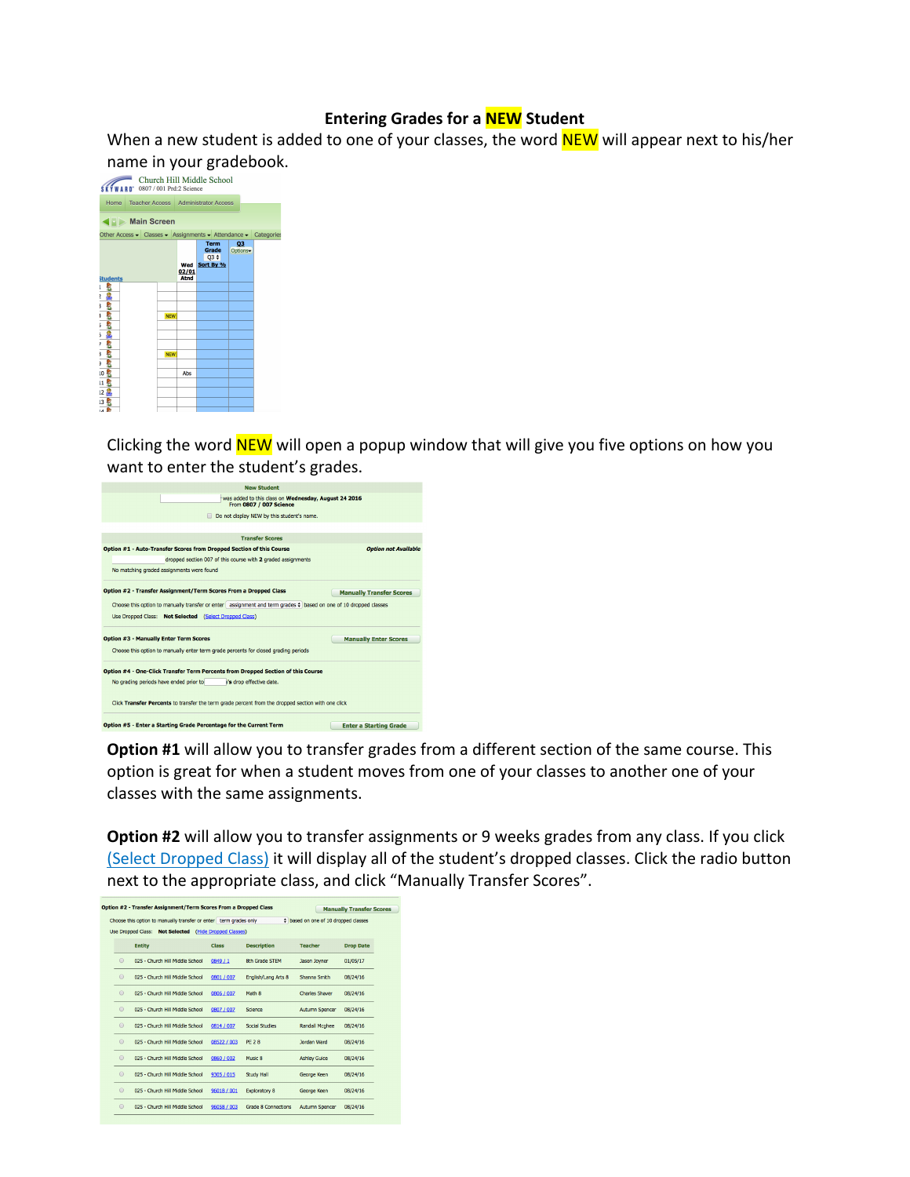# Entering Grades for a NEW Student

When a new student is added to one of your classes, the word NEW will appear next to his/her name in your gradebook.

Clicking the word NEW will open a popup window that will give you five options on how you want to enter the student's grades.

**Option #1** will allow you to transfer grades from a different section of the same course. This option is great for when a student moves from one of your classes to another one of your classes with the same assignments.

**Option #2** will allow you to transfer assignments or 9 weeks grades from any class. If you click (Select Dropped Class) it will display all of the student's dropped classes. Click the radio button next to the appropriate class, and click "Manually Transfer Scores".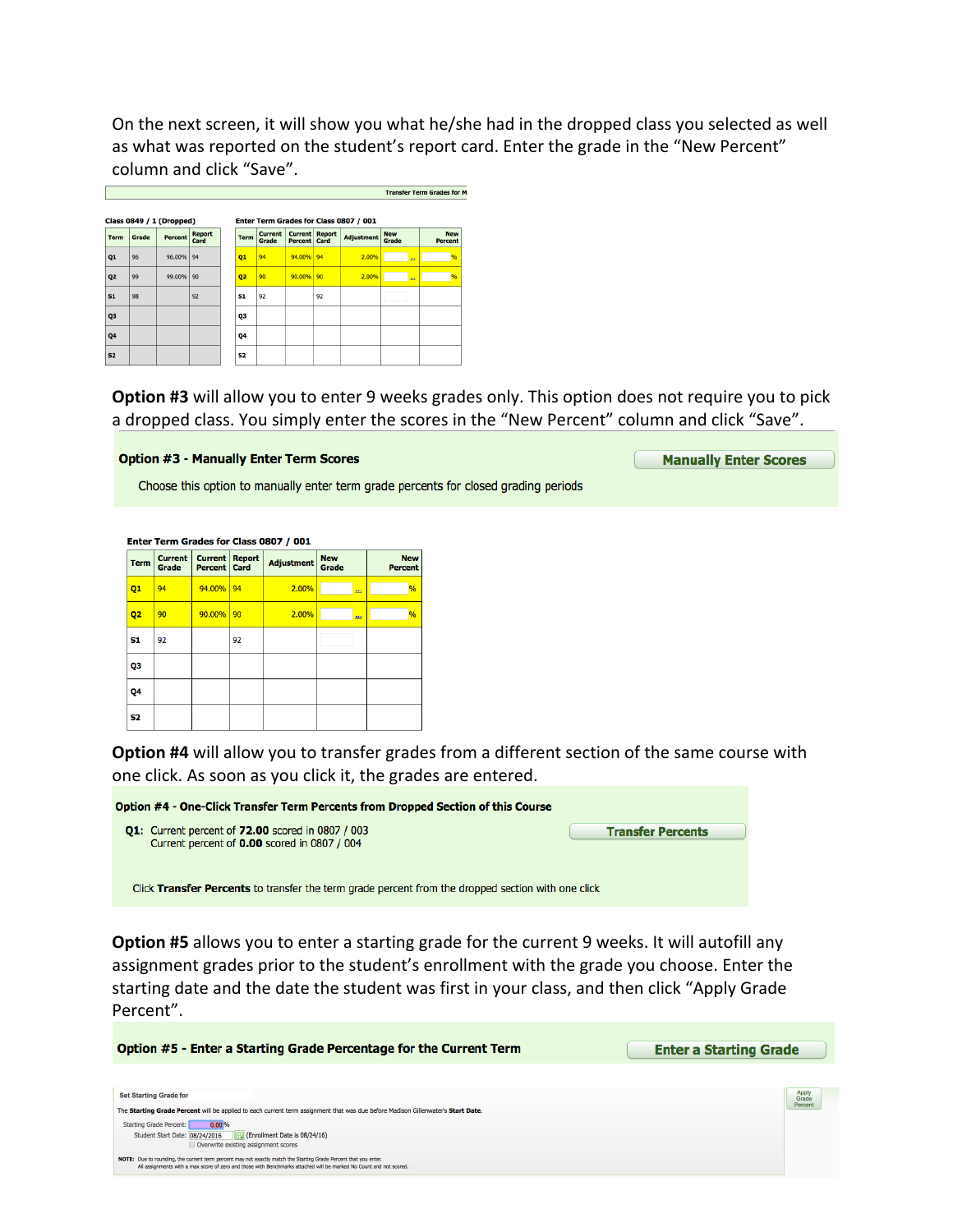On the next screen, it will show you what he/she had in the dropped class you selected as well as what was reported on the student's report card. Enter the grade in the "New Percent" column and click "Save".

Transfer Term Grades for M

Class 0849 / 1 (Dropped)

| Term | Grade | Percent | Report Card |
|---|---|---|---|
| Q1 | 96 | 96.00% | 94 |
| Q2 | 99 | 99.00% | 90 |
| S1 | 98 | | 92 |
| Q3 | | | |
| Q4 | | | |
| S2 | | | |

Enter Term Grades for Class 0807 / 001

| Term | Current Grade | Current Percent | Report Card | Adjustment | New Grade | New Percent |
|---|---|---|---|---|---|---|
| Q1 | 94 | 94.00% | 94 | 2.00% | ... | % |
| Q2 | 90 | 90.00% | 90 | 2.00% | ... | % |
| S1 | 92 | | 92 | | | |
| Q3 | | | | | | |
| Q4 | | | | | | |
| S2 | | | | | | |

**Option #3** will allow you to enter 9 weeks grades only. This option does not require you to pick a dropped class. You simply enter the scores in the "New Percent" column and click "Save".

**Option #3 - Manually Enter Term Scores** — Manually Enter Scores

Choose this option to manually enter term grade percents for closed grading periods

Enter Term Grades for Class 0807 / 001

| Term | Current Grade | Current Percent | Report Card | Adjustment | New Grade | New Percent |
|---|---|---|---|---|---|---|
| Q1 | 94 | 94.00% | 94 | 2.00% | ... | % |
| Q2 | 90 | 90.00% | 90 | 2.00% | ... | % |
| S1 | 92 | | 92 | | | |
| Q3 | | | | | | |
| Q4 | | | | | | |
| S2 | | | | | | |

**Option #4** will allow you to transfer grades from a different section of the same course with one click. As soon as you click it, the grades are entered.

**Option #4 - One-Click Transfer Term Percents from Dropped Section of this Course**

**Q1:** Current percent of **72.00** scored in 0807 / 003
Current percent of **0.00** scored in 0807 / 004

Transfer Percents

Click **Transfer Percents** to transfer the term grade percent from the dropped section with one click

**Option #5** allows you to enter a starting grade for the current 9 weeks. It will autofill any assignment grades prior to the student's enrollment with the grade you choose. Enter the starting date and the date the student was first in your class, and then click "Apply Grade Percent".

**Option #5 - Enter a Starting Grade Percentage for the Current Term** — Enter a Starting Grade

Set Starting Grade for

The **Starting Grade Percent** will be applied to each current term assignment that was due before Madison Gillenwater's **Start Date**.

Starting Grade Percent: 0.00 %

Student Start Date: 08/24/2016 (Enrollment Date is 08/24/16)

Overwrite existing assignment scores

Apply Grade Percent

**NOTE:** Due to rounding, the current term percent may not exactly match the Starting Grade Percent that you enter.
All assignments with a max score of zero and those with Benchmarks attached will be marked No Count and not scored.